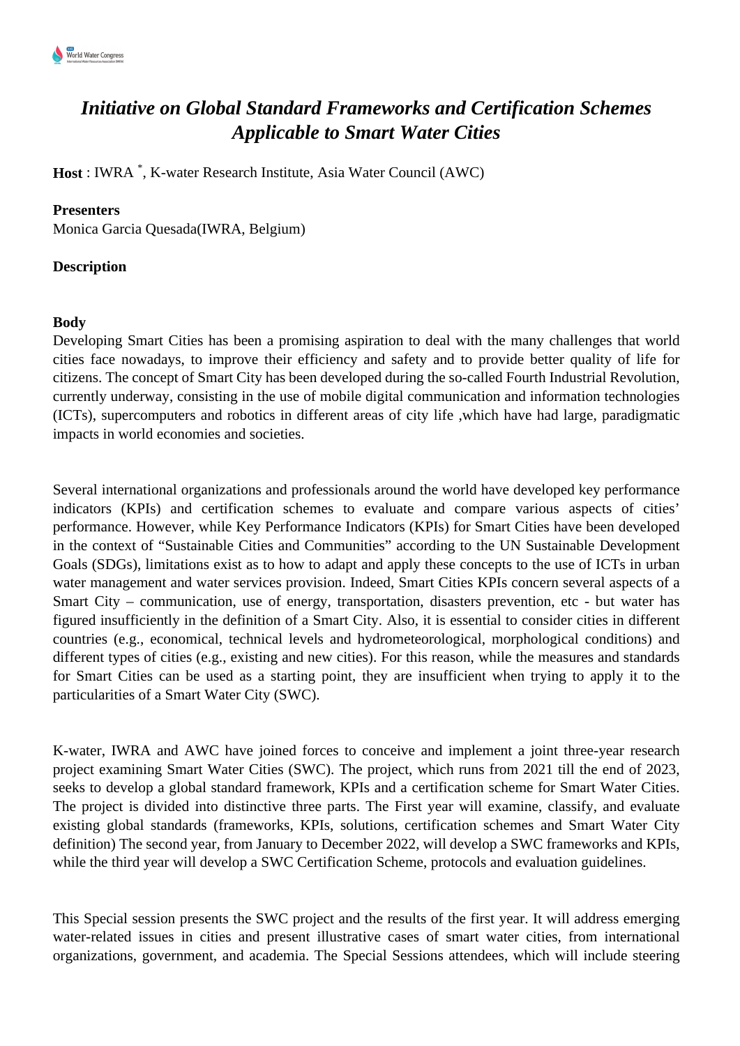# *Initiative on Global Standard Frameworks and Certification Schemes Applicable to Smart Water Cities*

**Host** : IWRA [*], K-water Research Institute, Asia Water Council (AWC)

**Presenters**

Monica Garcia Quesada(IWRA, Belgium)

**Description**

**Body**

Developing Smart Cities has been a promising aspiration to deal with the many challenges that world cities face nowadays, to improve their efficiency and safety and to provide better quality of life for citizens. The concept of Smart City has been developed during the so-called Fourth Industrial Revolution, currently underway, consisting in the use of mobile digital communication and information technologies (ICTs), supercomputers and robotics in different areas of city life ,which have had large, paradigmatic impacts in world economies and societies.

Several international organizations and professionals around the world have developed key performance indicators (KPIs) and certification schemes to evaluate and compare various aspects of cities' performance. However, while Key Performance Indicators (KPIs) for Smart Cities have been developed in the context of "Sustainable Cities and Communities" according to the UN Sustainable Development Goals (SDGs), limitations exist as to how to adapt and apply these concepts to the use of ICTs in urban water management and water services provision. Indeed, Smart Cities KPIs concern several aspects of a Smart City – communication, use of energy, transportation, disasters prevention, etc - but water has figured insufficiently in the definition of a Smart City. Also, it is essential to consider cities in different countries (e.g., economical, technical levels and hydrometeorological, morphological conditions) and different types of cities (e.g., existing and new cities). For this reason, while the measures and standards for Smart Cities can be used as a starting point, they are insufficient when trying to apply it to the particularities of a Smart Water City (SWC).

K-water, IWRA and AWC have joined forces to conceive and implement a joint three-year research project examining Smart Water Cities (SWC). The project, which runs from 2021 till the end of 2023, seeks to develop a global standard framework, KPIs and a certification scheme for Smart Water Cities. The project is divided into distinctive three parts. The First year will examine, classify, and evaluate existing global standards (frameworks, KPIs, solutions, certification schemes and Smart Water City definition) The second year, from January to December 2022, will develop a SWC frameworks and KPIs, while the third year will develop a SWC Certification Scheme, protocols and evaluation guidelines.

This Special session presents the SWC project and the results of the first year. It will address emerging water-related issues in cities and present illustrative cases of smart water cities, from international organizations, government, and academia. The Special Sessions attendees, which will include steering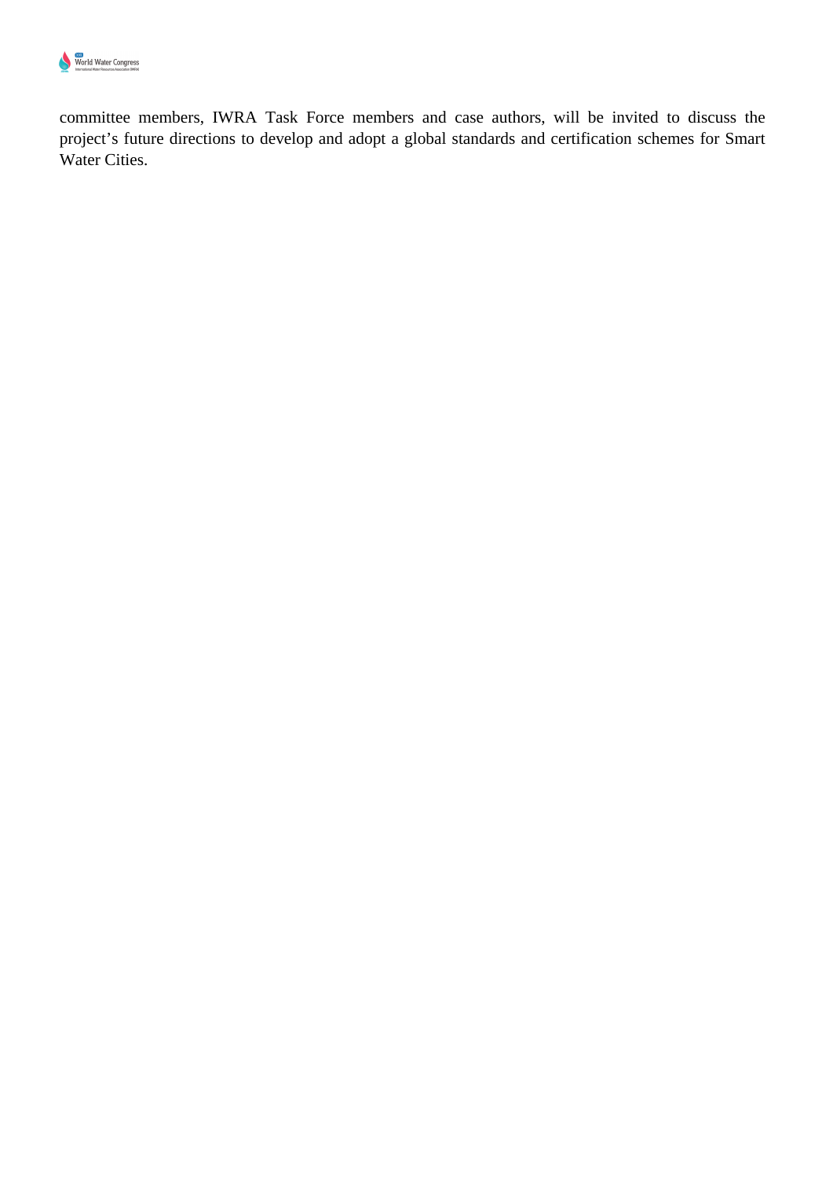committee members, IWRA Task Force members and case authors, will be invited to discuss the project's future directions to develop and adopt a global standards and certification schemes for Smart Water Cities.